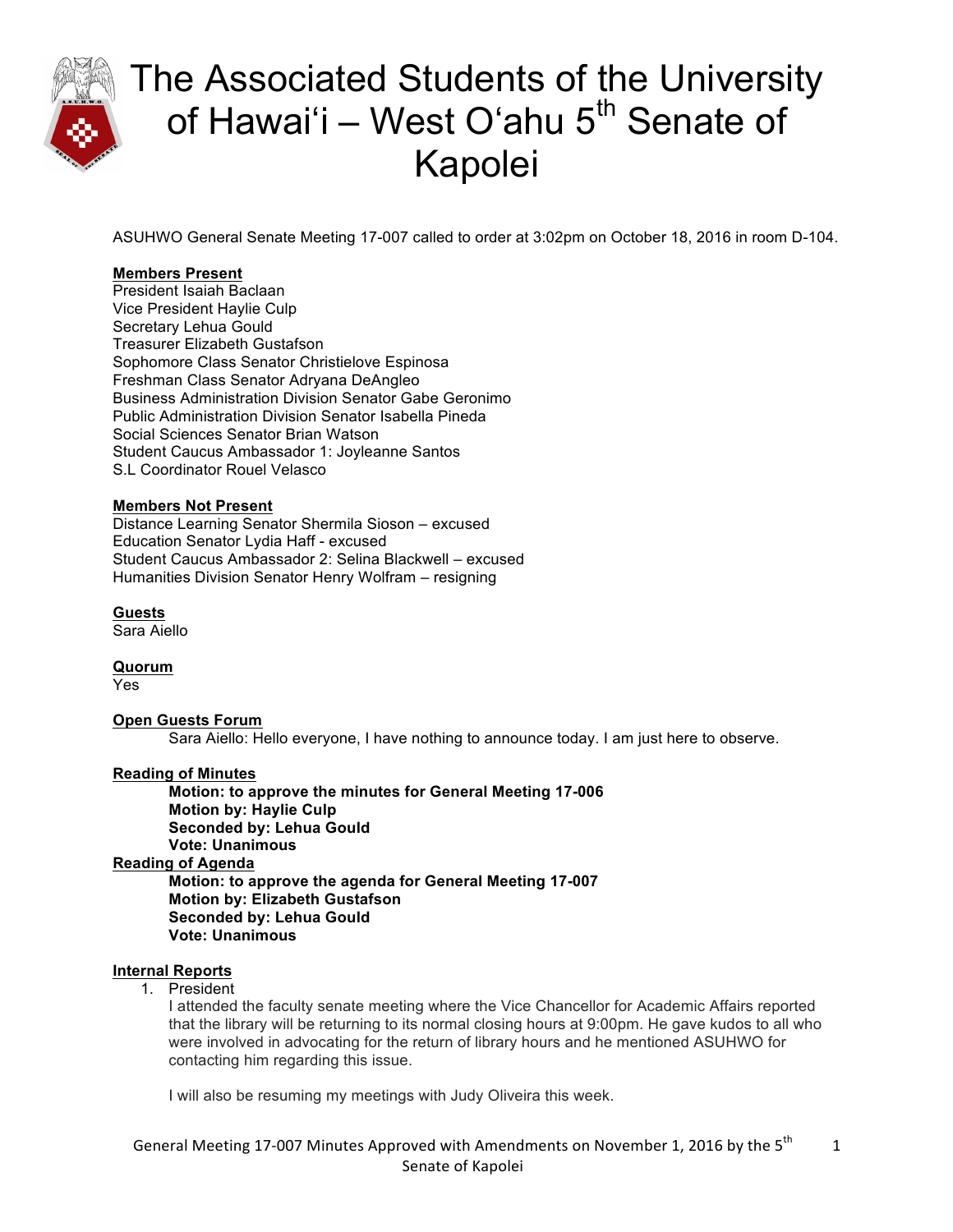# The Associated Students of the University of Hawai'i – West O'ahu 5th Senate of Kapolei

ASUHWO General Senate Meeting 17-007 called to order at 3:02pm on October 18, 2016 in room D-104.

**Members Present**
President Isaiah Baclaan
Vice President Haylie Culp
Secretary Lehua Gould
Treasurer Elizabeth Gustafson
Sophomore Class Senator Christielove Espinosa
Freshman Class Senator Adryana DeAngleo
Business Administration Division Senator Gabe Geronimo
Public Administration Division Senator Isabella Pineda
Social Sciences Senator Brian Watson
Student Caucus Ambassador 1: Joyleanne Santos
S.L Coordinator Rouel Velasco

**Members Not Present**
Distance Learning Senator Shermila Sioson – excused
Education Senator Lydia Haff - excused
Student Caucus Ambassador 2: Selina Blackwell – excused
Humanities Division Senator Henry Wolfram – resigning

**Guests**
Sara Aiello

**Quorum**
Yes

**Open Guests Forum**

Sara Aiello: Hello everyone, I have nothing to announce today. I am just here to observe.

**Reading of Minutes**

**Motion: to approve the minutes for General Meeting 17-006**
**Motion by: Haylie Culp**
**Seconded by: Lehua Gould**
**Vote: Unanimous**

**Reading of Agenda**

**Motion: to approve the agenda for General Meeting 17-007**
**Motion by: Elizabeth Gustafson**
**Seconded by: Lehua Gould**
**Vote: Unanimous**

**Internal Reports**

1. President

   I attended the faculty senate meeting where the Vice Chancellor for Academic Affairs reported that the library will be returning to its normal closing hours at 9:00pm. He gave kudos to all who were involved in advocating for the return of library hours and he mentioned ASUHWO for contacting him regarding this issue.

   I will also be resuming my meetings with Judy Oliveira this week.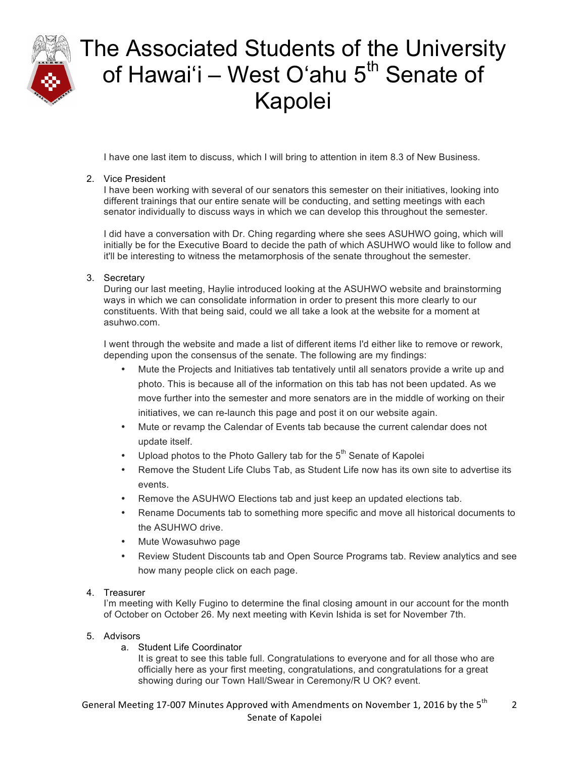I have one last item to discuss, which I will bring to attention in item 8.3 of New Business.

2. Vice President
   I have been working with several of our senators this semester on their initiatives, looking into different trainings that our entire senate will be conducting, and setting meetings with each senator individually to discuss ways in which we can develop this throughout the semester.

   I did have a conversation with Dr. Ching regarding where she sees ASUHWO going, which will initially be for the Executive Board to decide the path of which ASUHWO would like to follow and it'll be interesting to witness the metamorphosis of the senate throughout the semester.

3. Secretary
   During our last meeting, Haylie introduced looking at the ASUHWO website and brainstorming ways in which we can consolidate information in order to present this more clearly to our constituents. With that being said, could we all take a look at the website for a moment at asuhwo.com.

   I went through the website and made a list of different items I'd either like to remove or rework, depending upon the consensus of the senate. The following are my findings:
   - Mute the Projects and Initiatives tab tentatively until all senators provide a write up and photo. This is because all of the information on this tab has not been updated. As we move further into the semester and more senators are in the middle of working on their initiatives, we can re-launch this page and post it on our website again.
   - Mute or revamp the Calendar of Events tab because the current calendar does not update itself.
   - Upload photos to the Photo Gallery tab for the 5th Senate of Kapolei
   - Remove the Student Life Clubs Tab, as Student Life now has its own site to advertise its events.
   - Remove the ASUHWO Elections tab and just keep an updated elections tab.
   - Rename Documents tab to something more specific and move all historical documents to the ASUHWO drive.
   - Mute Wowasuhwo page
   - Review Student Discounts tab and Open Source Programs tab. Review analytics and see how many people click on each page.

4. Treasurer
   I'm meeting with Kelly Fugino to determine the final closing amount in our account for the month of October on October 26. My next meeting with Kevin Ishida is set for November 7th.

5. Advisors
   a. Student Life Coordinator
      It is great to see this table full. Congratulations to everyone and for all those who are officially here as your first meeting, congratulations, and congratulations for a great showing during our Town Hall/Swear in Ceremony/R U OK? event.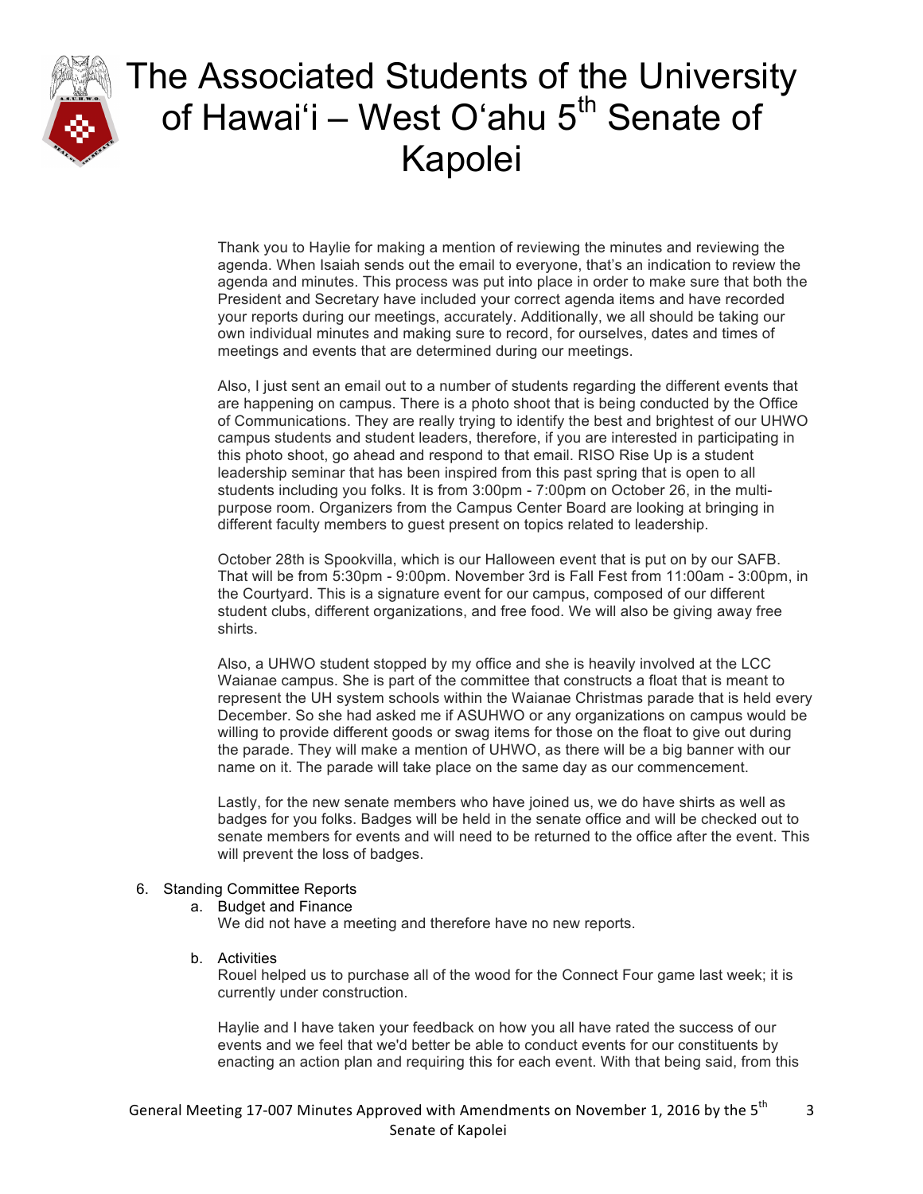Thank you to Haylie for making a mention of reviewing the minutes and reviewing the agenda. When Isaiah sends out the email to everyone, that's an indication to review the agenda and minutes. This process was put into place in order to make sure that both the President and Secretary have included your correct agenda items and have recorded your reports during our meetings, accurately. Additionally, we all should be taking our own individual minutes and making sure to record, for ourselves, dates and times of meetings and events that are determined during our meetings.

Also, I just sent an email out to a number of students regarding the different events that are happening on campus. There is a photo shoot that is being conducted by the Office of Communications. They are really trying to identify the best and brightest of our UHWO campus students and student leaders, therefore, if you are interested in participating in this photo shoot, go ahead and respond to that email. RISO Rise Up is a student leadership seminar that has been inspired from this past spring that is open to all students including you folks. It is from 3:00pm - 7:00pm on October 26, in the multi-purpose room. Organizers from the Campus Center Board are looking at bringing in different faculty members to guest present on topics related to leadership.

October 28th is Spookvilla, which is our Halloween event that is put on by our SAFB. That will be from 5:30pm - 9:00pm. November 3rd is Fall Fest from 11:00am - 3:00pm, in the Courtyard. This is a signature event for our campus, composed of our different student clubs, different organizations, and free food. We will also be giving away free shirts.

Also, a UHWO student stopped by my office and she is heavily involved at the LCC Waianae campus. She is part of the committee that constructs a float that is meant to represent the UH system schools within the Waianae Christmas parade that is held every December. So she had asked me if ASUHWO or any organizations on campus would be willing to provide different goods or swag items for those on the float to give out during the parade. They will make a mention of UHWO, as there will be a big banner with our name on it. The parade will take place on the same day as our commencement.

Lastly, for the new senate members who have joined us, we do have shirts as well as badges for you folks. Badges will be held in the senate office and will be checked out to senate members for events and will need to be returned to the office after the event. This will prevent the loss of badges.

6. Standing Committee Reports
   a. Budget and Finance
      We did not have a meeting and therefore have no new reports.

   b. Activities
      Rouel helped us to purchase all of the wood for the Connect Four game last week; it is currently under construction.

      Haylie and I have taken your feedback on how you all have rated the success of our events and we feel that we'd better be able to conduct events for our constituents by enacting an action plan and requiring this for each event. With that being said, from this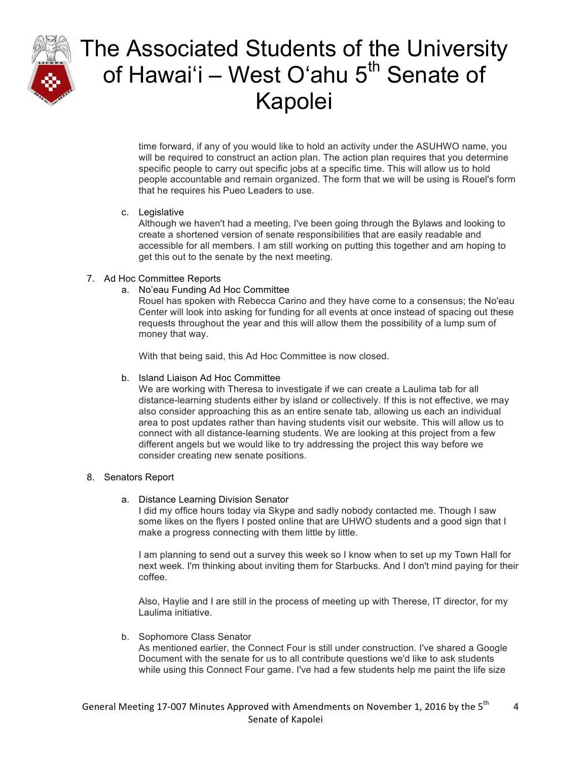time forward, if any of you would like to hold an activity under the ASUHWO name, you will be required to construct an action plan. The action plan requires that you determine specific people to carry out specific jobs at a specific time. This will allow us to hold people accountable and remain organized. The form that we will be using is Rouel's form that he requires his Pueo Leaders to use.

c. Legislative
   Although we haven't had a meeting, I've been going through the Bylaws and looking to create a shortened version of senate responsibilities that are easily readable and accessible for all members. I am still working on putting this together and am hoping to get this out to the senate by the next meeting.

7. Ad Hoc Committee Reports
   a. No'eau Funding Ad Hoc Committee
      Rouel has spoken with Rebecca Carino and they have come to a consensus; the No'eau Center will look into asking for funding for all events at once instead of spacing out these requests throughout the year and this will allow them the possibility of a lump sum of money that way.

      With that being said, this Ad Hoc Committee is now closed.

   b. Island Liaison Ad Hoc Committee
      We are working with Theresa to investigate if we can create a Laulima tab for all distance-learning students either by island or collectively. If this is not effective, we may also consider approaching this as an entire senate tab, allowing us each an individual area to post updates rather than having students visit our website. This will allow us to connect with all distance-learning students. We are looking at this project from a few different angels but we would like to try addressing the project this way before we consider creating new senate positions.

8. Senators Report

   a. Distance Learning Division Senator
      I did my office hours today via Skype and sadly nobody contacted me. Though I saw some likes on the flyers I posted online that are UHWO students and a good sign that I make a progress connecting with them little by little.

      I am planning to send out a survey this week so I know when to set up my Town Hall for next week. I'm thinking about inviting them for Starbucks. And I don't mind paying for their coffee.

      Also, Haylie and I are still in the process of meeting up with Therese, IT director, for my Laulima initiative.

   b. Sophomore Class Senator
      As mentioned earlier, the Connect Four is still under construction. I've shared a Google Document with the senate for us to all contribute questions we'd like to ask students while using this Connect Four game. I've had a few students help me paint the life size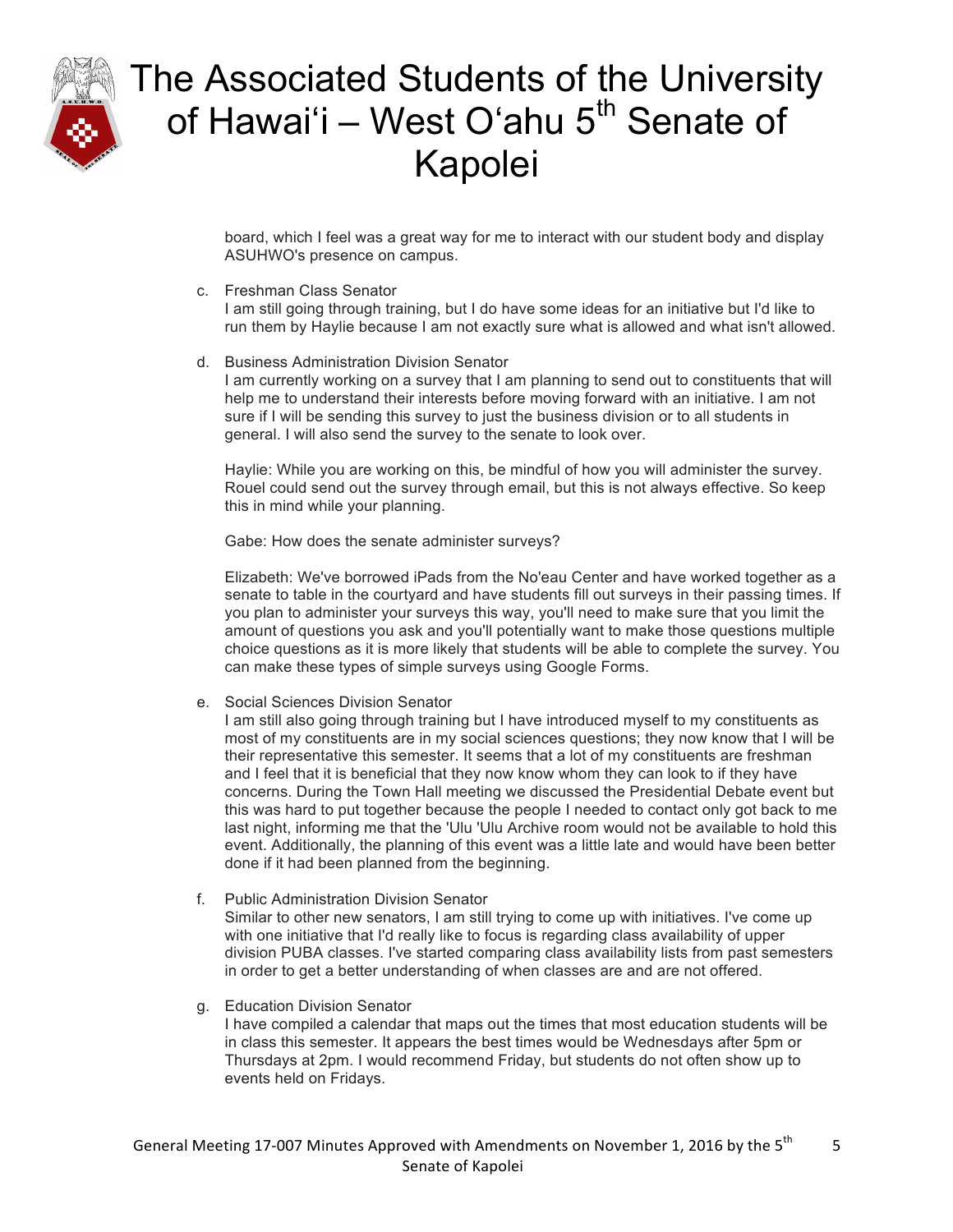board, which I feel was a great way for me to interact with our student body and display ASUHWO's presence on campus.

c. Freshman Class Senator
   I am still going through training, but I do have some ideas for an initiative but I'd like to run them by Haylie because I am not exactly sure what is allowed and what isn't allowed.

d. Business Administration Division Senator
   I am currently working on a survey that I am planning to send out to constituents that will help me to understand their interests before moving forward with an initiative. I am not sure if I will be sending this survey to just the business division or to all students in general. I will also send the survey to the senate to look over.

   Haylie: While you are working on this, be mindful of how you will administer the survey. Rouel could send out the survey through email, but this is not always effective. So keep this in mind while your planning.

   Gabe: How does the senate administer surveys?

   Elizabeth: We've borrowed iPads from the No'eau Center and have worked together as a senate to table in the courtyard and have students fill out surveys in their passing times. If you plan to administer your surveys this way, you'll need to make sure that you limit the amount of questions you ask and you'll potentially want to make those questions multiple choice questions as it is more likely that students will be able to complete the survey. You can make these types of simple surveys using Google Forms.

e. Social Sciences Division Senator
   I am still also going through training but I have introduced myself to my constituents as most of my constituents are in my social sciences questions; they now know that I will be their representative this semester. It seems that a lot of my constituents are freshman and I feel that it is beneficial that they now know whom they can look to if they have concerns. During the Town Hall meeting we discussed the Presidential Debate event but this was hard to put together because the people I needed to contact only got back to me last night, informing me that the 'Ulu 'Ulu Archive room would not be available to hold this event. Additionally, the planning of this event was a little late and would have been better done if it had been planned from the beginning.

f. Public Administration Division Senator
   Similar to other new senators, I am still trying to come up with initiatives. I've come up with one initiative that I'd really like to focus is regarding class availability of upper division PUBA classes. I've started comparing class availability lists from past semesters in order to get a better understanding of when classes are and are not offered.

g. Education Division Senator
   I have compiled a calendar that maps out the times that most education students will be in class this semester. It appears the best times would be Wednesdays after 5pm or Thursdays at 2pm. I would recommend Friday, but students do not often show up to events held on Fridays.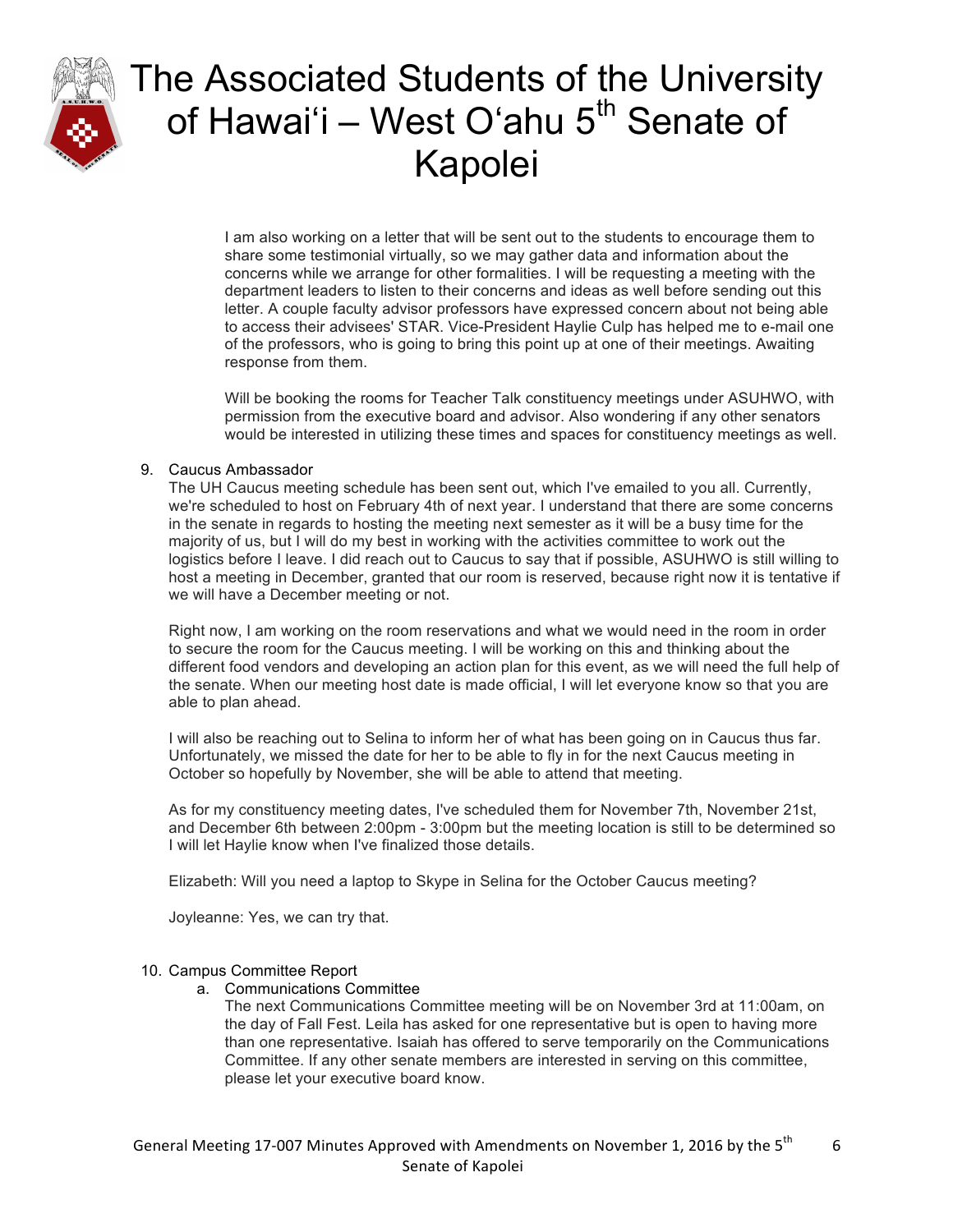I am also working on a letter that will be sent out to the students to encourage them to share some testimonial virtually, so we may gather data and information about the concerns while we arrange for other formalities. I will be requesting a meeting with the department leaders to listen to their concerns and ideas as well before sending out this letter. A couple faculty advisor professors have expressed concern about not being able to access their advisees' STAR. Vice-President Haylie Culp has helped me to e-mail one of the professors, who is going to bring this point up at one of their meetings. Awaiting response from them.

Will be booking the rooms for Teacher Talk constituency meetings under ASUHWO, with permission from the executive board and advisor. Also wondering if any other senators would be interested in utilizing these times and spaces for constituency meetings as well.

9. Caucus Ambassador

   The UH Caucus meeting schedule has been sent out, which I've emailed to you all. Currently, we're scheduled to host on February 4th of next year. I understand that there are some concerns in the senate in regards to hosting the meeting next semester as it will be a busy time for the majority of us, but I will do my best in working with the activities committee to work out the logistics before I leave. I did reach out to Caucus to say that if possible, ASUHWO is still willing to host a meeting in December, granted that our room is reserved, because right now it is tentative if we will have a December meeting or not.

   Right now, I am working on the room reservations and what we would need in the room in order to secure the room for the Caucus meeting. I will be working on this and thinking about the different food vendors and developing an action plan for this event, as we will need the full help of the senate. When our meeting host date is made official, I will let everyone know so that you are able to plan ahead.

   I will also be reaching out to Selina to inform her of what has been going on in Caucus thus far. Unfortunately, we missed the date for her to be able to fly in for the next Caucus meeting in October so hopefully by November, she will be able to attend that meeting.

   As for my constituency meeting dates, I've scheduled them for November 7th, November 21st, and December 6th between 2:00pm - 3:00pm but the meeting location is still to be determined so I will let Haylie know when I've finalized those details.

   Elizabeth: Will you need a laptop to Skype in Selina for the October Caucus meeting?

   Joyleanne: Yes, we can try that.

10. Campus Committee Report

    a. Communications Committee

       The next Communications Committee meeting will be on November 3rd at 11:00am, on the day of Fall Fest. Leila has asked for one representative but is open to having more than one representative. Isaiah has offered to serve temporarily on the Communications Committee. If any other senate members are interested in serving on this committee, please let your executive board know.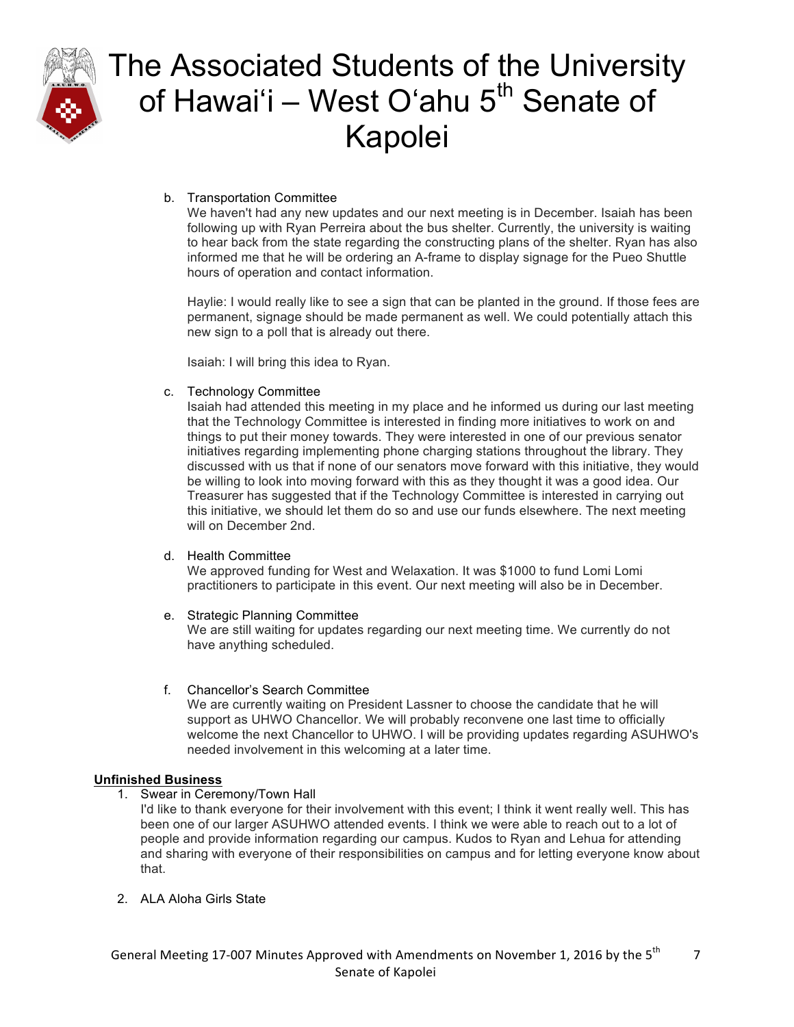b. Transportation Committee
   We haven't had any new updates and our next meeting is in December. Isaiah has been following up with Ryan Perreira about the bus shelter. Currently, the university is waiting to hear back from the state regarding the constructing plans of the shelter. Ryan has also informed me that he will be ordering an A-frame to display signage for the Pueo Shuttle hours of operation and contact information.

   Haylie: I would really like to see a sign that can be planted in the ground. If those fees are permanent, signage should be made permanent as well. We could potentially attach this new sign to a poll that is already out there.

   Isaiah: I will bring this idea to Ryan.

c. Technology Committee
   Isaiah had attended this meeting in my place and he informed us during our last meeting that the Technology Committee is interested in finding more initiatives to work on and things to put their money towards. They were interested in one of our previous senator initiatives regarding implementing phone charging stations throughout the library. They discussed with us that if none of our senators move forward with this initiative, they would be willing to look into moving forward with this as they thought it was a good idea. Our Treasurer has suggested that if the Technology Committee is interested in carrying out this initiative, we should let them do so and use our funds elsewhere. The next meeting will on December 2nd.

d. Health Committee
   We approved funding for West and Welaxation. It was $1000 to fund Lomi Lomi practitioners to participate in this event. Our next meeting will also be in December.

e. Strategic Planning Committee
   We are still waiting for updates regarding our next meeting time. We currently do not have anything scheduled.

f. Chancellor's Search Committee
   We are currently waiting on President Lassner to choose the candidate that he will support as UHWO Chancellor. We will probably reconvene one last time to officially welcome the next Chancellor to UHWO. I will be providing updates regarding ASUHWO's needed involvement in this welcoming at a later time.

**Unfinished Business**

1. Swear in Ceremony/Town Hall
   I'd like to thank everyone for their involvement with this event; I think it went really well. This has been one of our larger ASUHWO attended events. I think we were able to reach out to a lot of people and provide information regarding our campus. Kudos to Ryan and Lehua for attending and sharing with everyone of their responsibilities on campus and for letting everyone know about that.

2. ALA Aloha Girls State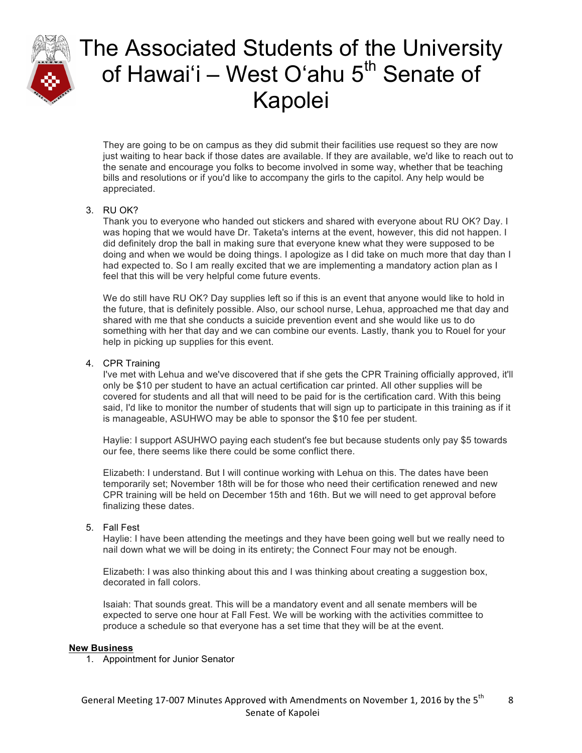They are going to be on campus as they did submit their facilities use request so they are now just waiting to hear back if those dates are available. If they are available, we'd like to reach out to the senate and encourage you folks to become involved in some way, whether that be teaching bills and resolutions or if you'd like to accompany the girls to the capitol. Any help would be appreciated.

3. RU OK?
   Thank you to everyone who handed out stickers and shared with everyone about RU OK? Day. I was hoping that we would have Dr. Taketa's interns at the event, however, this did not happen. I did definitely drop the ball in making sure that everyone knew what they were supposed to be doing and when we would be doing things. I apologize as I did take on much more that day than I had expected to. So I am really excited that we are implementing a mandatory action plan as I feel that this will be very helpful come future events.

   We do still have RU OK? Day supplies left so if this is an event that anyone would like to hold in the future, that is definitely possible. Also, our school nurse, Lehua, approached me that day and shared with me that she conducts a suicide prevention event and she would like us to do something with her that day and we can combine our events. Lastly, thank you to Rouel for your help in picking up supplies for this event.

4. CPR Training
   I've met with Lehua and we've discovered that if she gets the CPR Training officially approved, it'll only be $10 per student to have an actual certification car printed. All other supplies will be covered for students and all that will need to be paid for is the certification card. With this being said, I'd like to monitor the number of students that will sign up to participate in this training as if it is manageable, ASUHWO may be able to sponsor the $10 fee per student.

   Haylie: I support ASUHWO paying each student's fee but because students only pay $5 towards our fee, there seems like there could be some conflict there.

   Elizabeth: I understand. But I will continue working with Lehua on this. The dates have been temporarily set; November 18th will be for those who need their certification renewed and new CPR training will be held on December 15th and 16th. But we will need to get approval before finalizing these dates.

5. Fall Fest
   Haylie: I have been attending the meetings and they have been going well but we really need to nail down what we will be doing in its entirety; the Connect Four may not be enough.

   Elizabeth: I was also thinking about this and I was thinking about creating a suggestion box, decorated in fall colors.

   Isaiah: That sounds great. This will be a mandatory event and all senate members will be expected to serve one hour at Fall Fest. We will be working with the activities committee to produce a schedule so that everyone has a set time that they will be at the event.

**New Business**

1. Appointment for Junior Senator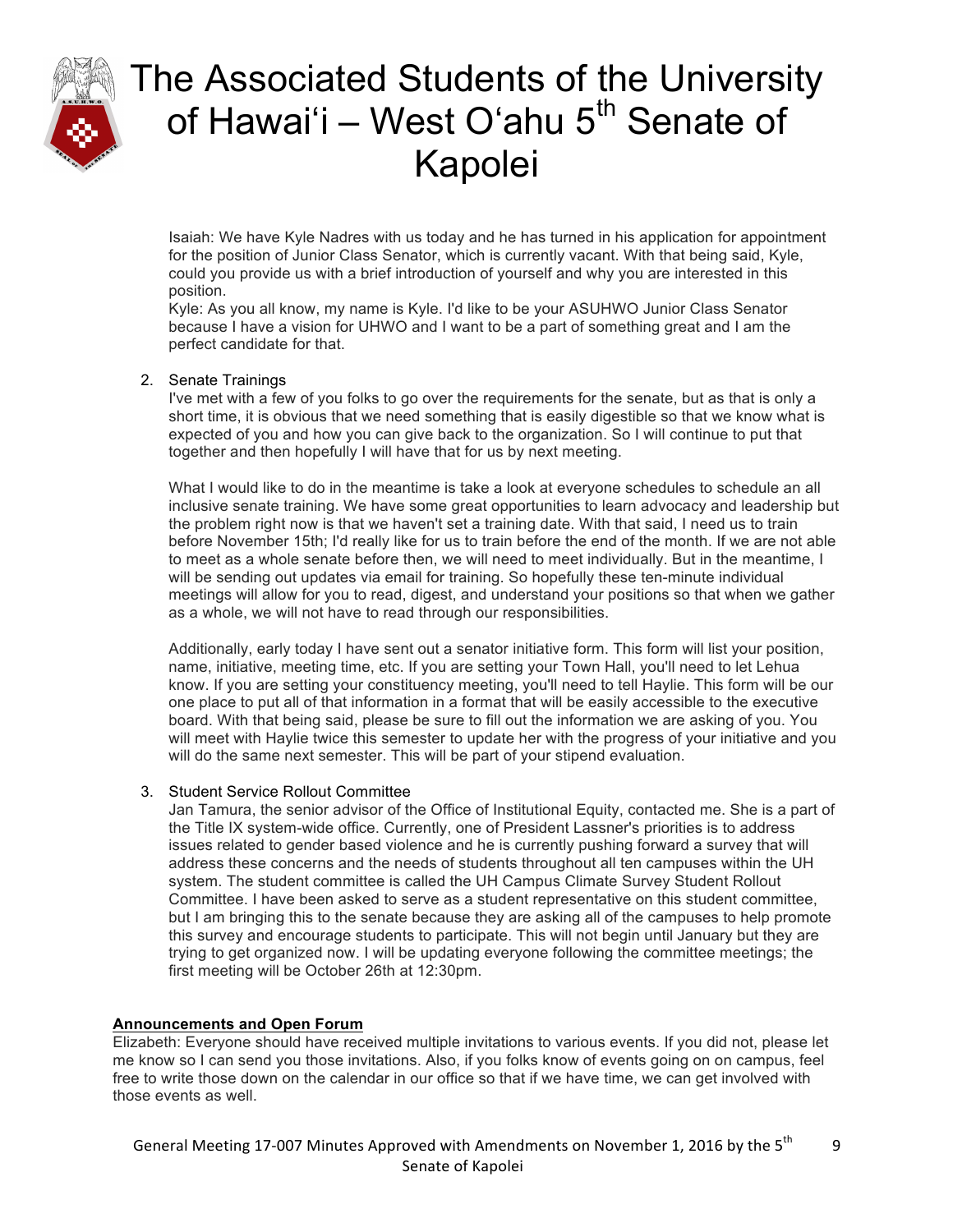Isaiah: We have Kyle Nadres with us today and he has turned in his application for appointment for the position of Junior Class Senator, which is currently vacant. With that being said, Kyle, could you provide us with a brief introduction of yourself and why you are interested in this position.
Kyle: As you all know, my name is Kyle. I'd like to be your ASUHWO Junior Class Senator because I have a vision for UHWO and I want to be a part of something great and I am the perfect candidate for that.

2. Senate Trainings
   I've met with a few of you folks to go over the requirements for the senate, but as that is only a short time, it is obvious that we need something that is easily digestible so that we know what is expected of you and how you can give back to the organization. So I will continue to put that together and then hopefully I will have that for us by next meeting.

   What I would like to do in the meantime is take a look at everyone schedules to schedule an all inclusive senate training. We have some great opportunities to learn advocacy and leadership but the problem right now is that we haven't set a training date. With that said, I need us to train before November 15th; I'd really like for us to train before the end of the month. If we are not able to meet as a whole senate before then, we will need to meet individually. But in the meantime, I will be sending out updates via email for training. So hopefully these ten-minute individual meetings will allow for you to read, digest, and understand your positions so that when we gather as a whole, we will not have to read through our responsibilities.

   Additionally, early today I have sent out a senator initiative form. This form will list your position, name, initiative, meeting time, etc. If you are setting your Town Hall, you'll need to let Lehua know. If you are setting your constituency meeting, you'll need to tell Haylie. This form will be our one place to put all of that information in a format that will be easily accessible to the executive board. With that being said, please be sure to fill out the information we are asking of you. You will meet with Haylie twice this semester to update her with the progress of your initiative and you will do the same next semester. This will be part of your stipend evaluation.

3. Student Service Rollout Committee
   Jan Tamura, the senior advisor of the Office of Institutional Equity, contacted me. She is a part of the Title IX system-wide office. Currently, one of President Lassner's priorities is to address issues related to gender based violence and he is currently pushing forward a survey that will address these concerns and the needs of students throughout all ten campuses within the UH system. The student committee is called the UH Campus Climate Survey Student Rollout Committee. I have been asked to serve as a student representative on this student committee, but I am bringing this to the senate because they are asking all of the campuses to help promote this survey and encourage students to participate. This will not begin until January but they are trying to get organized now. I will be updating everyone following the committee meetings; the first meeting will be October 26th at 12:30pm.

**Announcements and Open Forum**

Elizabeth: Everyone should have received multiple invitations to various events. If you did not, please let me know so I can send you those invitations. Also, if you folks know of events going on on campus, feel free to write those down on the calendar in our office so that if we have time, we can get involved with those events as well.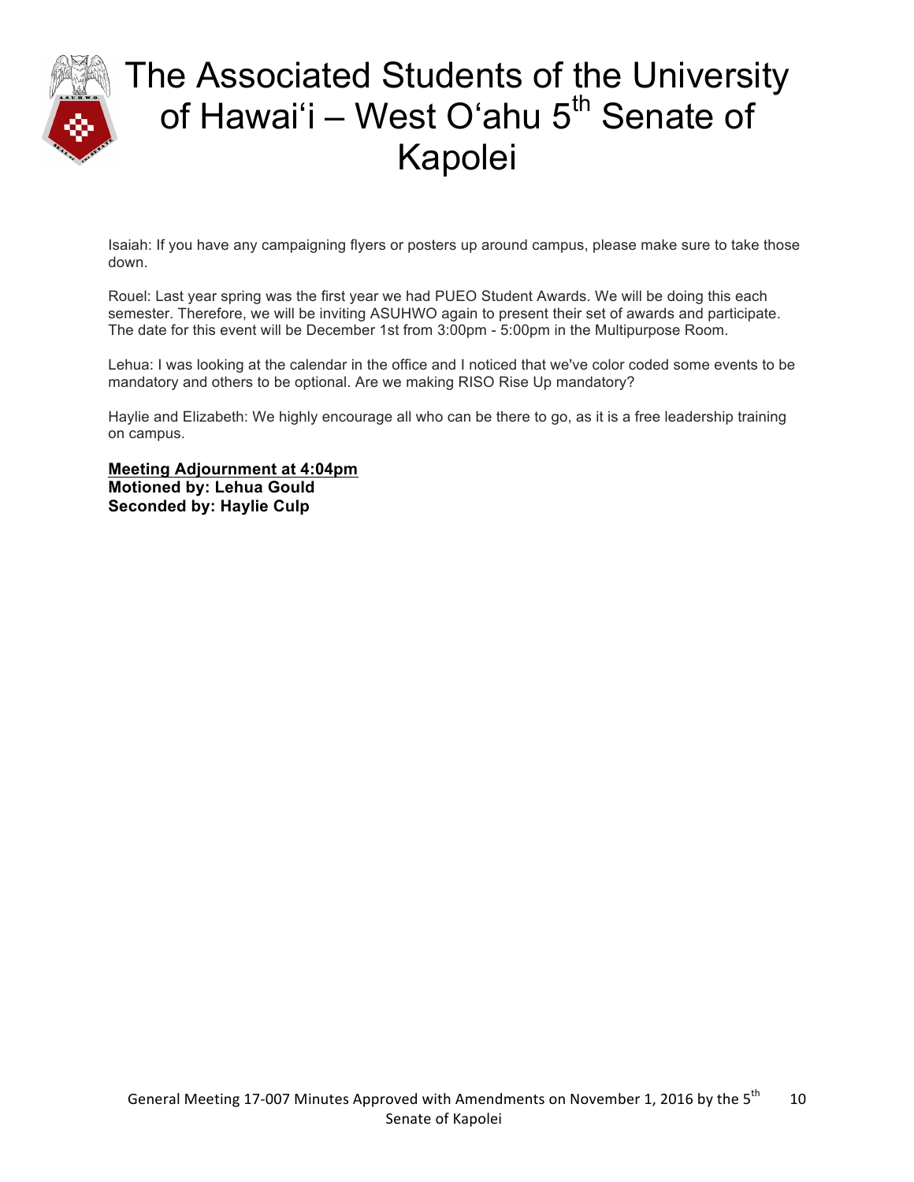Isaiah: If you have any campaigning flyers or posters up around campus, please make sure to take those down.

Rouel: Last year spring was the first year we had PUEO Student Awards. We will be doing this each semester. Therefore, we will be inviting ASUHWO again to present their set of awards and participate. The date for this event will be December 1st from 3:00pm - 5:00pm in the Multipurpose Room.

Lehua: I was looking at the calendar in the office and I noticed that we've color coded some events to be mandatory and others to be optional. Are we making RISO Rise Up mandatory?

Haylie and Elizabeth: We highly encourage all who can be there to go, as it is a free leadership training on campus.

**Meeting Adjournment at 4:04pm**
**Motioned by: Lehua Gould**
**Seconded by: Haylie Culp**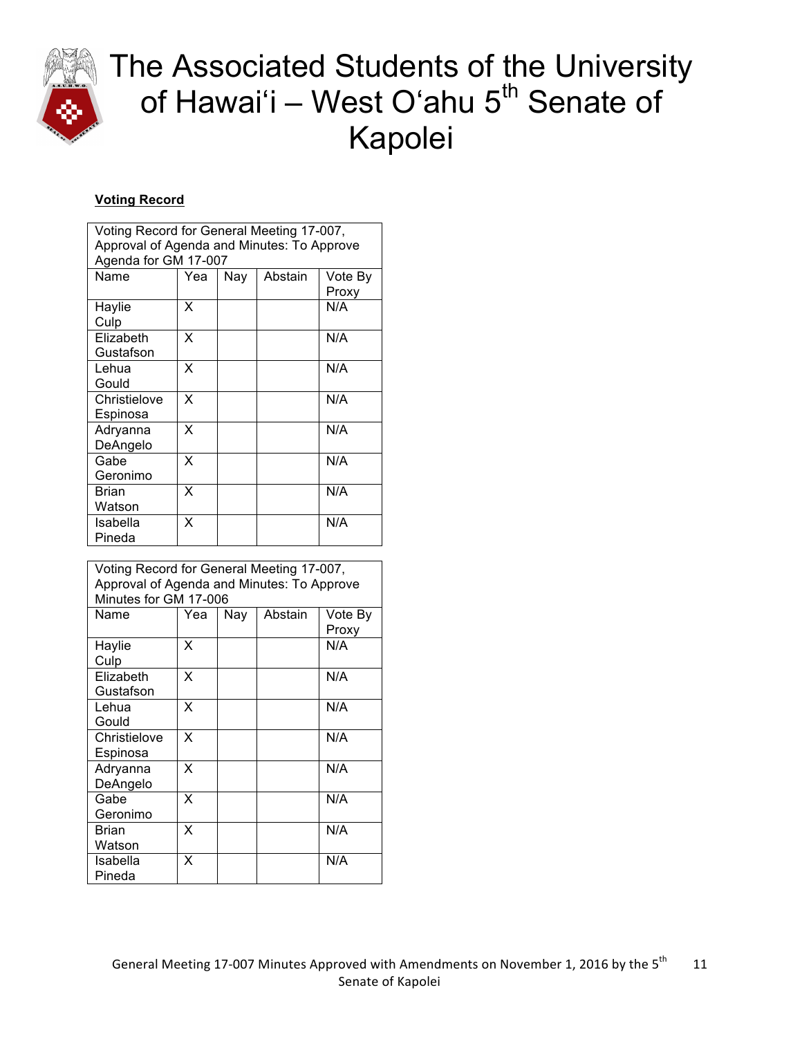**Voting Record**

| Voting Record for General Meeting 17-007, Approval of Agenda and Minutes: To Approve Agenda for GM 17-007 | | | | |
|---|---|---|---|---|
| Name | Yea | Nay | Abstain | Vote By Proxy |
| Haylie Culp | X | | | N/A |
| Elizabeth Gustafson | X | | | N/A |
| Lehua Gould | X | | | N/A |
| Christielove Espinosa | X | | | N/A |
| Adryanna DeAngelo | X | | | N/A |
| Gabe Geronimo | X | | | N/A |
| Brian Watson | X | | | N/A |
| Isabella Pineda | X | | | N/A |

| Voting Record for General Meeting 17-007, Approval of Agenda and Minutes: To Approve Minutes for GM 17-006 | | | | |
|---|---|---|---|---|
| Name | Yea | Nay | Abstain | Vote By Proxy |
| Haylie Culp | X | | | N/A |
| Elizabeth Gustafson | X | | | N/A |
| Lehua Gould | X | | | N/A |
| Christielove Espinosa | X | | | N/A |
| Adryanna DeAngelo | X | | | N/A |
| Gabe Geronimo | X | | | N/A |
| Brian Watson | X | | | N/A |
| Isabella Pineda | X | | | N/A |